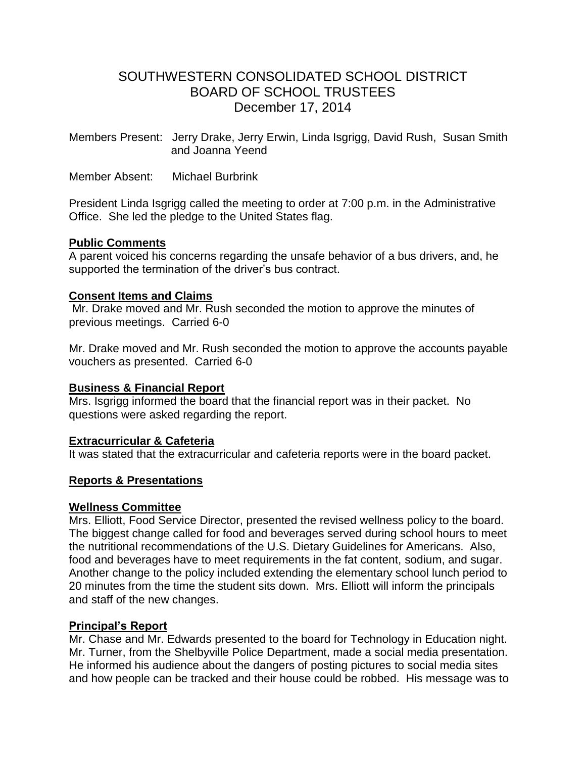# SOUTHWESTERN CONSOLIDATED SCHOOL DISTRICT
## BOARD OF SCHOOL TRUSTEES
### December 17, 2014

Members Present: Jerry Drake, Jerry Erwin, Linda Isgrigg, David Rush, Susan Smith and Joanna Yeend

Member Absent: Michael Burbrink

President Linda Isgrigg called the meeting to order at 7:00 p.m. in the Administrative Office. She led the pledge to the United States flag.

**Public Comments**

A parent voiced his concerns regarding the unsafe behavior of a bus drivers, and, he supported the termination of the driver's bus contract.

**Consent Items and Claims**

Mr. Drake moved and Mr. Rush seconded the motion to approve the minutes of previous meetings. Carried 6-0

Mr. Drake moved and Mr. Rush seconded the motion to approve the accounts payable vouchers as presented. Carried 6-0

**Business & Financial Report**

Mrs. Isgrigg informed the board that the financial report was in their packet. No questions were asked regarding the report.

**Extracurricular & Cafeteria**

It was stated that the extracurricular and cafeteria reports were in the board packet.

**Reports & Presentations**

**Wellness Committee**

Mrs. Elliott, Food Service Director, presented the revised wellness policy to the board. The biggest change called for food and beverages served during school hours to meet the nutritional recommendations of the U.S. Dietary Guidelines for Americans. Also, food and beverages have to meet requirements in the fat content, sodium, and sugar. Another change to the policy included extending the elementary school lunch period to 20 minutes from the time the student sits down. Mrs. Elliott will inform the principals and staff of the new changes.

**Principal's Report**

Mr. Chase and Mr. Edwards presented to the board for Technology in Education night. Mr. Turner, from the Shelbyville Police Department, made a social media presentation. He informed his audience about the dangers of posting pictures to social media sites and how people can be tracked and their house could be robbed. His message was to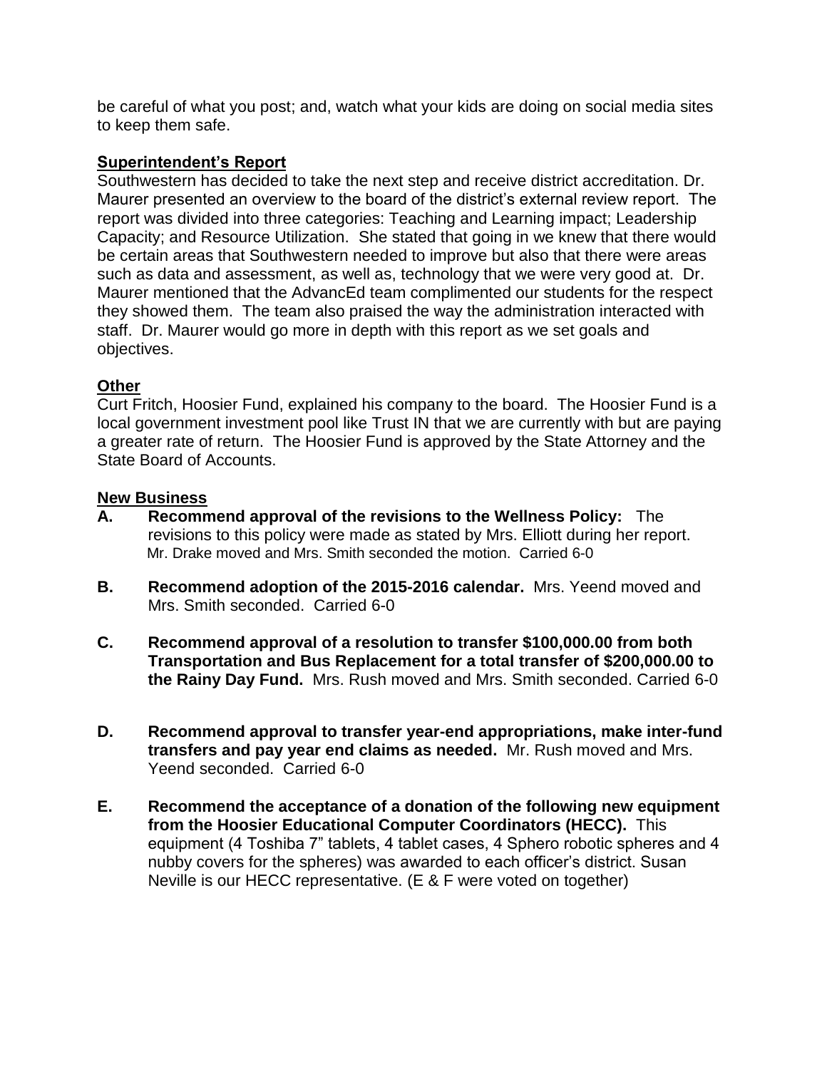be careful of what you post; and, watch what your kids are doing on social media sites to keep them safe.

**Superintendent's Report**

Southwestern has decided to take the next step and receive district accreditation. Dr. Maurer presented an overview to the board of the district's external review report. The report was divided into three categories: Teaching and Learning impact; Leadership Capacity; and Resource Utilization. She stated that going in we knew that there would be certain areas that Southwestern needed to improve but also that there were areas such as data and assessment, as well as, technology that we were very good at. Dr. Maurer mentioned that the AdvancEd team complimented our students for the respect they showed them. The team also praised the way the administration interacted with staff. Dr. Maurer would go more in depth with this report as we set goals and objectives.

**Other**

Curt Fritch, Hoosier Fund, explained his company to the board. The Hoosier Fund is a local government investment pool like Trust IN that we are currently with but are paying a greater rate of return. The Hoosier Fund is approved by the State Attorney and the State Board of Accounts.

**New Business**

**A. Recommend approval of the revisions to the Wellness Policy:** The revisions to this policy were made as stated by Mrs. Elliott during her report. Mr. Drake moved and Mrs. Smith seconded the motion. Carried 6-0

**B. Recommend adoption of the 2015-2016 calendar.** Mrs. Yeend moved and Mrs. Smith seconded. Carried 6-0

**C. Recommend approval of a resolution to transfer $100,000.00 from both Transportation and Bus Replacement for a total transfer of $200,000.00 to the Rainy Day Fund.** Mrs. Rush moved and Mrs. Smith seconded. Carried 6-0

**D. Recommend approval to transfer year-end appropriations, make inter-fund transfers and pay year end claims as needed.** Mr. Rush moved and Mrs. Yeend seconded. Carried 6-0

**E. Recommend the acceptance of a donation of the following new equipment from the Hoosier Educational Computer Coordinators (HECC).** This equipment (4 Toshiba 7" tablets, 4 tablet cases, 4 Sphero robotic spheres and 4 nubby covers for the spheres) was awarded to each officer's district. Susan Neville is our HECC representative. (E & F were voted on together)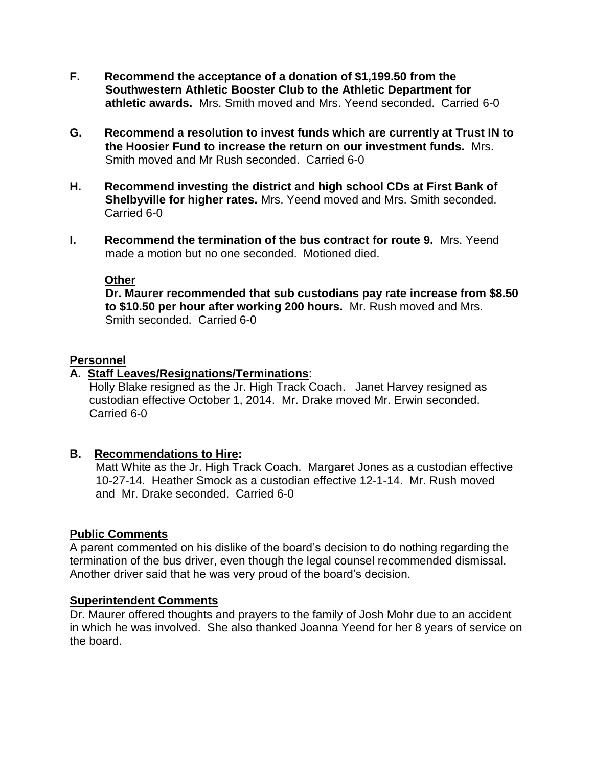**F. Recommend the acceptance of a donation of $1,199.50 from the Southwestern Athletic Booster Club to the Athletic Department for athletic awards.** Mrs. Smith moved and Mrs. Yeend seconded. Carried 6-0

**G. Recommend a resolution to invest funds which are currently at Trust IN to the Hoosier Fund to increase the return on our investment funds.** Mrs. Smith moved and Mr Rush seconded. Carried 6-0

**H. Recommend investing the district and high school CDs at First Bank of Shelbyville for higher rates.** Mrs. Yeend moved and Mrs. Smith seconded. Carried 6-0

**I. Recommend the termination of the bus contract for route 9.** Mrs. Yeend made a motion but no one seconded. Motioned died.

**Other**

**Dr. Maurer recommended that sub custodians pay rate increase from $8.50 to $10.50 per hour after working 200 hours.** Mr. Rush moved and Mrs. Smith seconded. Carried 6-0

## Personnel

**A. Staff Leaves/Resignations/Terminations**:

Holly Blake resigned as the Jr. High Track Coach. Janet Harvey resigned as custodian effective October 1, 2014. Mr. Drake moved Mr. Erwin seconded. Carried 6-0

**B. Recommendations to Hire:**

Matt White as the Jr. High Track Coach. Margaret Jones as a custodian effective 10-27-14. Heather Smock as a custodian effective 12-1-14. Mr. Rush moved and Mr. Drake seconded. Carried 6-0

## Public Comments

A parent commented on his dislike of the board's decision to do nothing regarding the termination of the bus driver, even though the legal counsel recommended dismissal. Another driver said that he was very proud of the board's decision.

## Superintendent Comments

Dr. Maurer offered thoughts and prayers to the family of Josh Mohr due to an accident in which he was involved. She also thanked Joanna Yeend for her 8 years of service on the board.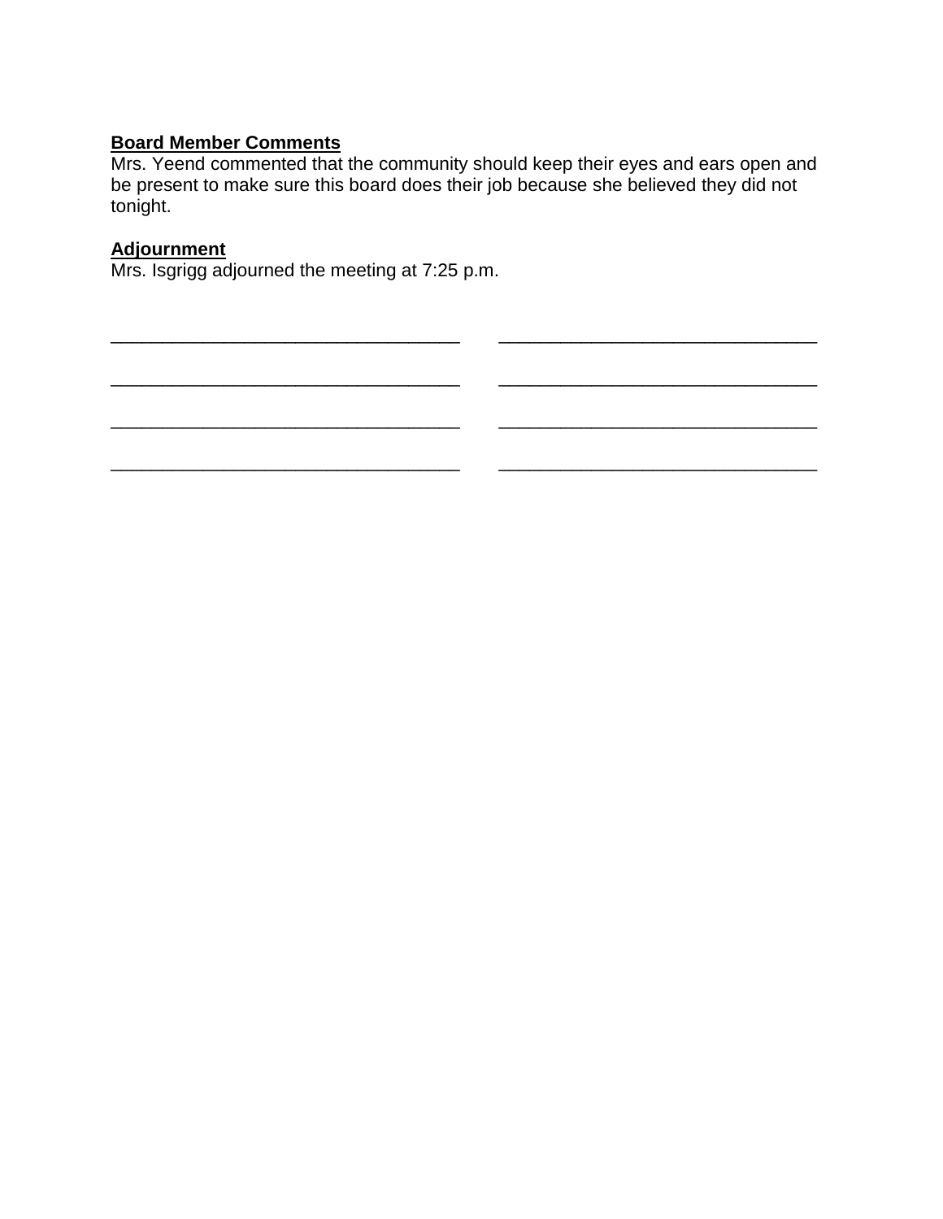**Board Member Comments**
Mrs. Yeend commented that the community should keep their eyes and ears open and be present to make sure this board does their job because she believed they did not tonight.

**Adjournment**
Mrs. Isgrigg adjourned the meeting at 7:25 p.m.

___________________________________ ________________________________

___________________________________ ________________________________

___________________________________ ________________________________

___________________________________ ________________________________